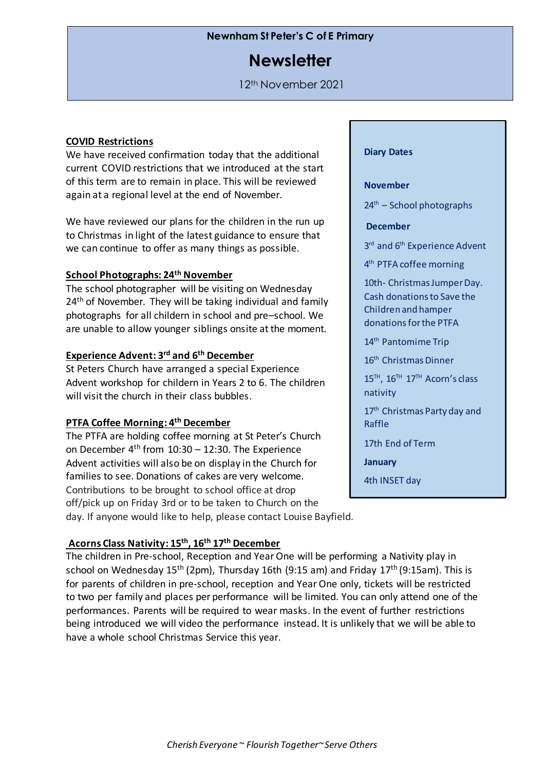**Newnham St Peter's C of E Primary**

# Newsletter

12th November 2021

## COVID Restrictions

We have received confirmation today that the additional current COVID restrictions that we introduced at the start of this term are to remain in place. This will be reviewed again at a regional level at the end of November.

We have reviewed our plans for the children in the run up to Christmas in light of the latest guidance to ensure that we can continue to offer as many things as possible.

## School Photographs: 24th November

The school photographer will be visiting on Wednesday 24th of November. They will be taking individual and family photographs for all childern in school and pre–school. We are unable to allow younger siblings onsite at the moment.

## Experience Advent: 3rd and 6th December

St Peters Church have arranged a special Experience Advent workshop for childern in Years 2 to 6. The children will visit the church in their class bubbles.

## PTFA Coffee Morning: 4th December

The PTFA are holding coffee morning at St Peter's Church on December 4th from 10:30 – 12:30. The Experience Advent activities will also be on display in the Church for families to see. Donations of cakes are very welcome. Contributions to be brought to school office at drop off/pick up on Friday 3rd or to be taken to Church on the day. If anyone would like to help, please contact Louise Bayfield.

## Acorns Class Nativity: 15th, 16th 17th December

The children in Pre-school, Reception and Year One will be performing a Nativity play in school on Wednesday 15th (2pm), Thursday 16th (9:15 am) and Friday 17th (9:15am). This is for parents of children in pre-school, reception and Year One only, tickets will be restricted to two per family and places per performance will be limited. You can only attend one of the performances. Parents will be required to wear masks. In the event of further restrictions being introduced we will video the performance instead. It is unlikely that we will be able to have a whole school Christmas Service this year.

---

**Diary Dates**

**November**

24th – School photographs

**December**

3rd and 6th Experience Advent

4th PTFA coffee morning

10th- Christmas Jumper Day. Cash donations to Save the Children and hamper donations for the PTFA

14th Pantomime Trip

16th Christmas Dinner

15TH, 16TH 17TH Acorn's class nativity

17th Christmas Party day and Raffle

17th End of Term

**January**

4th INSET day

---

*Cherish Everyone ~ Flourish Together~Serve Others*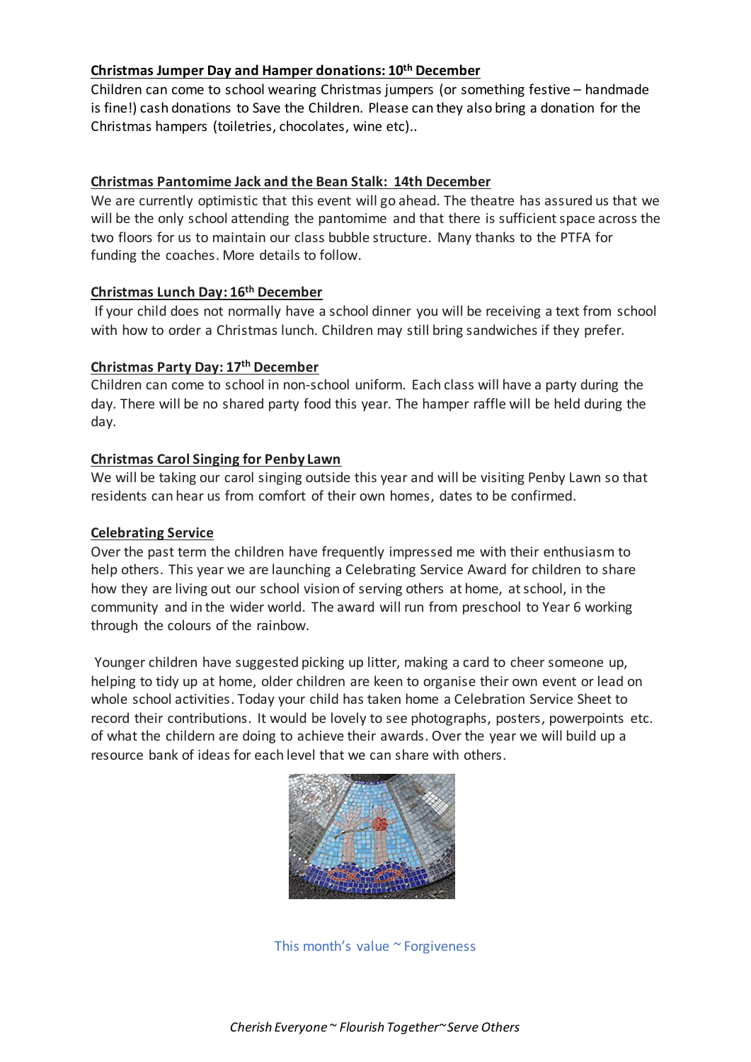**Christmas Jumper Day and Hamper donations: 10th December**

Children can come to school wearing Christmas jumpers (or something festive – handmade is fine!) cash donations to Save the Children. Please can they also bring a donation for the Christmas hampers (toiletries, chocolates, wine etc)..

**Christmas Pantomime Jack and the Bean Stalk: 14th December**

We are currently optimistic that this event will go ahead. The theatre has assured us that we will be the only school attending the pantomime and that there is sufficient space across the two floors for us to maintain our class bubble structure. Many thanks to the PTFA for funding the coaches. More details to follow.

**Christmas Lunch Day: 16th December**

If your child does not normally have a school dinner you will be receiving a text from school with how to order a Christmas lunch. Children may still bring sandwiches if they prefer.

**Christmas Party Day: 17th December**

Children can come to school in non-school uniform. Each class will have a party during the day. There will be no shared party food this year. The hamper raffle will be held during the day.

**Christmas Carol Singing for Penby Lawn**

We will be taking our carol singing outside this year and will be visiting Penby Lawn so that residents can hear us from comfort of their own homes, dates to be confirmed.

**Celebrating Service**

Over the past term the children have frequently impressed me with their enthusiasm to help others. This year we are launching a Celebrating Service Award for children to share how they are living out our school vision of serving others at home, at school, in the community and in the wider world. The award will run from preschool to Year 6 working through the colours of the rainbow.

Younger children have suggested picking up litter, making a card to cheer someone up, helping to tidy up at home, older children are keen to organise their own event or lead on whole school activities. Today your child has taken home a Celebration Service Sheet to record their contributions. It would be lovely to see photographs, posters, powerpoints etc. of what the childern are doing to achieve their awards. Over the year we will build up a resource bank of ideas for each level that we can share with others.

This month's value ~ Forgiveness

*Cherish Everyone ~ Flourish Together~ Serve Others*